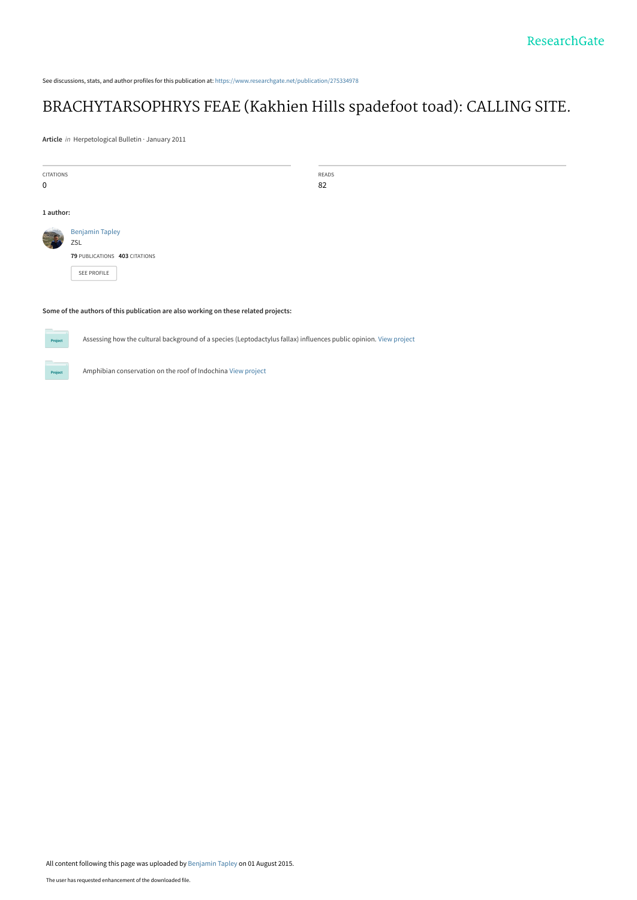See discussions, stats, and author profiles for this publication at: https://www.researchgate.net/publication/275334978

# BRACHYTARSOPHRYS FEAE (Kakhien Hills spadefoot toad): CALLING SITE.

**Article** *in* Herpetological Bulletin · January 2011

| CITATIONS | READS |
| --- | --- |
| 0 | 82 |

**1 author:**

Benjamin Tapley
ZSL
**79** PUBLICATIONS **403** CITATIONS

SEE PROFILE

**Some of the authors of this publication are also working on these related projects:**

Assessing how the cultural background of a species (Leptodactylus fallax) influences public opinion. View project

Amphibian conservation on the roof of Indochina View project

All content following this page was uploaded by Benjamin Tapley on 01 August 2015.

The user has requested enhancement of the downloaded file.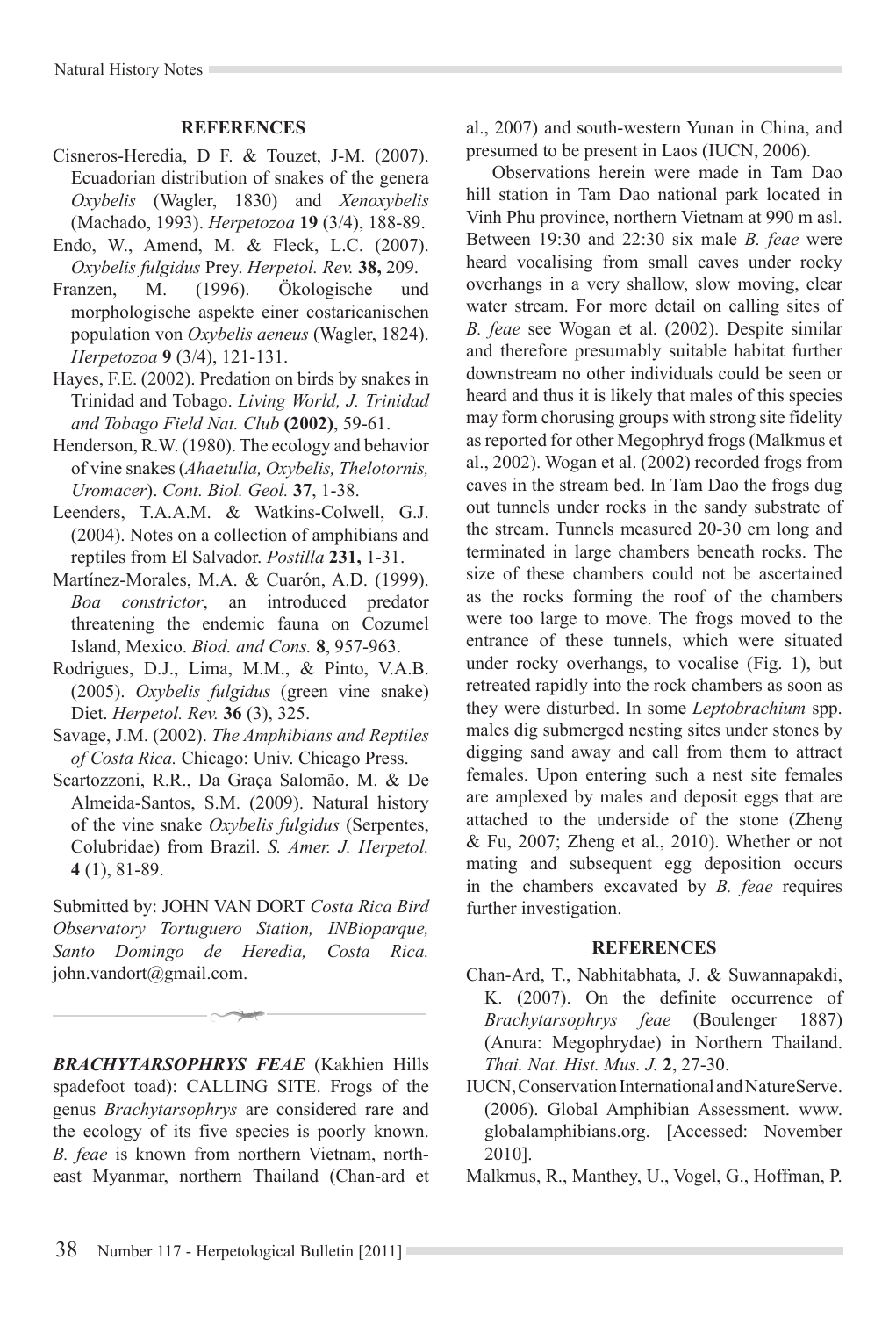## REFERENCES

Cisneros-Heredia, D F. & Touzet, J-M. (2007). Ecuadorian distribution of snakes of the genera *Oxybelis* (Wagler, 1830) and *Xenoxybelis* (Machado, 1993). *Herpetozoa* **19** (3/4), 188-89.

Endo, W., Amend, M. & Fleck, L.C. (2007). *Oxybelis fulgidus* Prey. *Herpetol. Rev.* **38,** 209.

Franzen, M. (1996). Ökologische und morphologische aspekte einer costaricanischen population von *Oxybelis aeneus* (Wagler, 1824). *Herpetozoa* **9** (3/4), 121-131.

Hayes, F.E. (2002). Predation on birds by snakes in Trinidad and Tobago. *Living World, J. Trinidad and Tobago Field Nat. Club* **(2002)**, 59-61.

Henderson, R.W. (1980). The ecology and behavior of vine snakes (*Ahaetulla, Oxybelis, Thelotornis, Uromacer*). *Cont. Biol. Geol.* **37**, 1-38.

Leenders, T.A.A.M. & Watkins-Colwell, G.J. (2004). Notes on a collection of amphibians and reptiles from El Salvador. *Postilla* **231,** 1-31.

Martínez-Morales, M.A. & Cuarón, A.D. (1999). *Boa constrictor*, an introduced predator threatening the endemic fauna on Cozumel Island, Mexico. *Biod. and Cons.* **8**, 957-963.

Rodrigues, D.J., Lima, M.M., & Pinto, V.A.B. (2005). *Oxybelis fulgidus* (green vine snake) Diet. *Herpetol. Rev.* **36** (3), 325.

Savage, J.M. (2002). *The Amphibians and Reptiles of Costa Rica.* Chicago: Univ. Chicago Press.

Scartozzoni, R.R., Da Graça Salomão, M. & De Almeida-Santos, S.M. (2009). Natural history of the vine snake *Oxybelis fulgidus* (Serpentes, Colubridae) from Brazil. *S. Amer. J. Herpetol.* **4** (1), 81-89.

Submitted by: JOHN VAN DORT *Costa Rica Bird Observatory Tortuguero Station, INBioparque, Santo Domingo de Heredia, Costa Rica.* john.vandort@gmail.com.

---

***BRACHYTARSOPHRYS FEAE*** (Kakhien Hills spadefoot toad): CALLING SITE. Frogs of the genus *Brachytarsophrys* are considered rare and the ecology of its five species is poorly known. *B. feae* is known from northern Vietnam, north-east Myanmar, northern Thailand (Chan-ard et al., 2007) and south-western Yunan in China, and presumed to be present in Laos (IUCN, 2006).

Observations herein were made in Tam Dao hill station in Tam Dao national park located in Vinh Phu province, northern Vietnam at 990 m asl. Between 19:30 and 22:30 six male *B. feae* were heard vocalising from small caves under rocky overhangs in a very shallow, slow moving, clear water stream. For more detail on calling sites of *B. feae* see Wogan et al. (2002). Despite similar and therefore presumably suitable habitat further downstream no other individuals could be seen or heard and thus it is likely that males of this species may form chorusing groups with strong site fidelity as reported for other Megophryd frogs (Malkmus et al., 2002). Wogan et al. (2002) recorded frogs from caves in the stream bed. In Tam Dao the frogs dug out tunnels under rocks in the sandy substrate of the stream. Tunnels measured 20-30 cm long and terminated in large chambers beneath rocks. The size of these chambers could not be ascertained as the rocks forming the roof of the chambers were too large to move. The frogs moved to the entrance of these tunnels, which were situated under rocky overhangs, to vocalise (Fig. 1), but retreated rapidly into the rock chambers as soon as they were disturbed. In some *Leptobrachium* spp. males dig submerged nesting sites under stones by digging sand away and call from them to attract females. Upon entering such a nest site females are amplexed by males and deposit eggs that are attached to the underside of the stone (Zheng & Fu, 2007; Zheng et al., 2010). Whether or not mating and subsequent egg deposition occurs in the chambers excavated by *B. feae* requires further investigation.

## REFERENCES

Chan-Ard, T., Nabhitabhata, J. & Suwannapakdi, K. (2007). On the definite occurrence of *Brachytarsophrys feae* (Boulenger 1887) (Anura: Megophrydae) in Northern Thailand. *Thai. Nat. Hist. Mus. J.* **2**, 27-30.

IUCN, Conservation International and NatureServe. (2006). Global Amphibian Assessment. www.globalamphibians.org. [Accessed: November 2010].

Malkmus, R., Manthey, U., Vogel, G., Hoffman, P.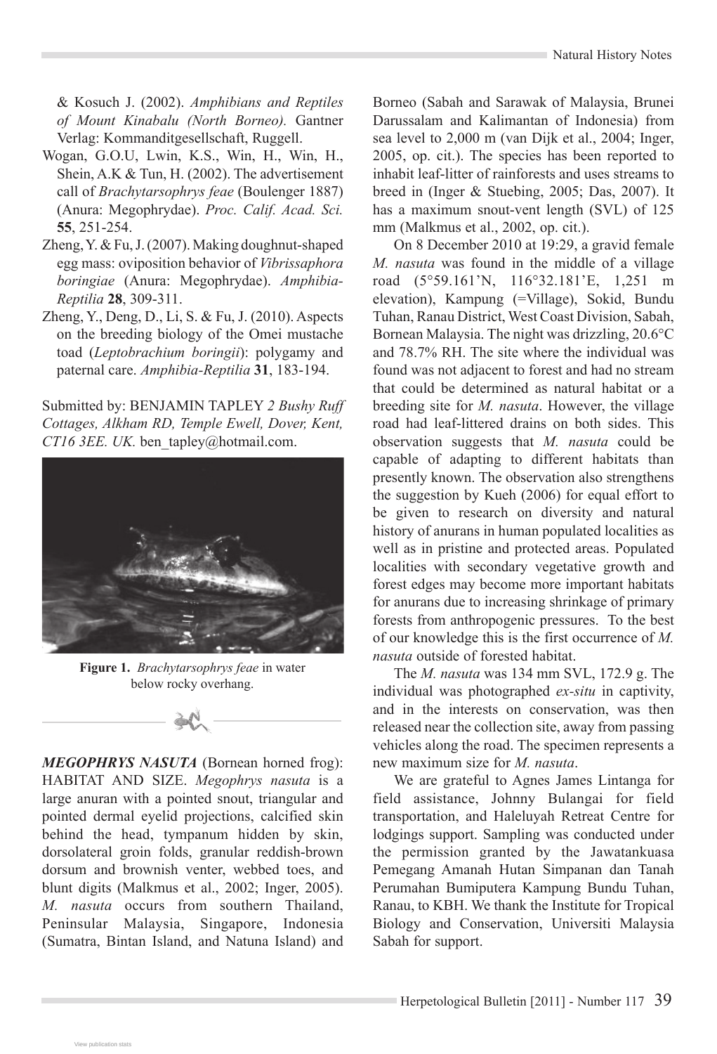& Kosuch J. (2002). *Amphibians and Reptiles of Mount Kinabalu (North Borneo).* Gantner Verlag: Kommanditgesellschaft, Ruggell.

Wogan, G.O.U, Lwin, K.S., Win, H., Win, H., Shein, A.K & Tun, H. (2002). The advertisement call of *Brachytarsophrys feae* (Boulenger 1887) (Anura: Megophrydae). *Proc. Calif. Acad. Sci.* **55**, 251-254.

Zheng, Y. & Fu, J. (2007). Making doughnut-shaped egg mass: oviposition behavior of *Vibrissaphora boringiae* (Anura: Megophrydae). *Amphibia-Reptilia* **28**, 309-311.

Zheng, Y., Deng, D., Li, S. & Fu, J. (2010). Aspects on the breeding biology of the Omei mustache toad (*Leptobrachium boringii*): polygamy and paternal care. *Amphibia-Reptilia* **31**, 183-194.

Submitted by: BENJAMIN TAPLEY *2 Bushy Ruff Cottages, Alkham RD, Temple Ewell, Dover, Kent, CT16 3EE. UK.* ben_tapley@hotmail.com.

**Figure 1.** *Brachytarsophrys feae* in water below rocky overhang.

***MEGOPHRYS NASUTA*** (Bornean horned frog): HABITAT AND SIZE. *Megophrys nasuta* is a large anuran with a pointed snout, triangular and pointed dermal eyelid projections, calcified skin behind the head, tympanum hidden by skin, dorsolateral groin folds, granular reddish-brown dorsum and brownish venter, webbed toes, and blunt digits (Malkmus et al., 2002; Inger, 2005). *M. nasuta* occurs from southern Thailand, Peninsular Malaysia, Singapore, Indonesia (Sumatra, Bintan Island, and Natuna Island) and Borneo (Sabah and Sarawak of Malaysia, Brunei Darussalam and Kalimantan of Indonesia) from sea level to 2,000 m (van Dijk et al., 2004; Inger, 2005, op. cit.). The species has been reported to inhabit leaf-litter of rainforests and uses streams to breed in (Inger & Stuebing, 2005; Das, 2007). It has a maximum snout-vent length (SVL) of 125 mm (Malkmus et al., 2002, op. cit.).

On 8 December 2010 at 19:29, a gravid female *M. nasuta* was found in the middle of a village road (5°59.161'N, 116°32.181'E, 1,251 m elevation), Kampung (=Village), Sokid, Bundu Tuhan, Ranau District, West Coast Division, Sabah, Bornean Malaysia. The night was drizzling, 20.6°C and 78.7% RH. The site where the individual was found was not adjacent to forest and had no stream that could be determined as natural habitat or a breeding site for *M. nasuta*. However, the village road had leaf-littered drains on both sides. This observation suggests that *M. nasuta* could be capable of adapting to different habitats than presently known. The observation also strengthens the suggestion by Kueh (2006) for equal effort to be given to research on diversity and natural history of anurans in human populated localities as well as in pristine and protected areas. Populated localities with secondary vegetative growth and forest edges may become more important habitats for anurans due to increasing shrinkage of primary forests from anthropogenic pressures. To the best of our knowledge this is the first occurrence of *M. nasuta* outside of forested habitat.

The *M. nasuta* was 134 mm SVL, 172.9 g. The individual was photographed *ex-situ* in captivity, and in the interests on conservation, was then released near the collection site, away from passing vehicles along the road. The specimen represents a new maximum size for *M. nasuta*.

We are grateful to Agnes James Lintanga for field assistance, Johnny Bulangai for field transportation, and Haleluyah Retreat Centre for lodgings support. Sampling was conducted under the permission granted by the Jawatankuasa Pemegang Amanah Hutan Simpanan dan Tanah Perumahan Bumiputera Kampung Bundu Tuhan, Ranau, to KBH. We thank the Institute for Tropical Biology and Conservation, Universiti Malaysia Sabah for support.